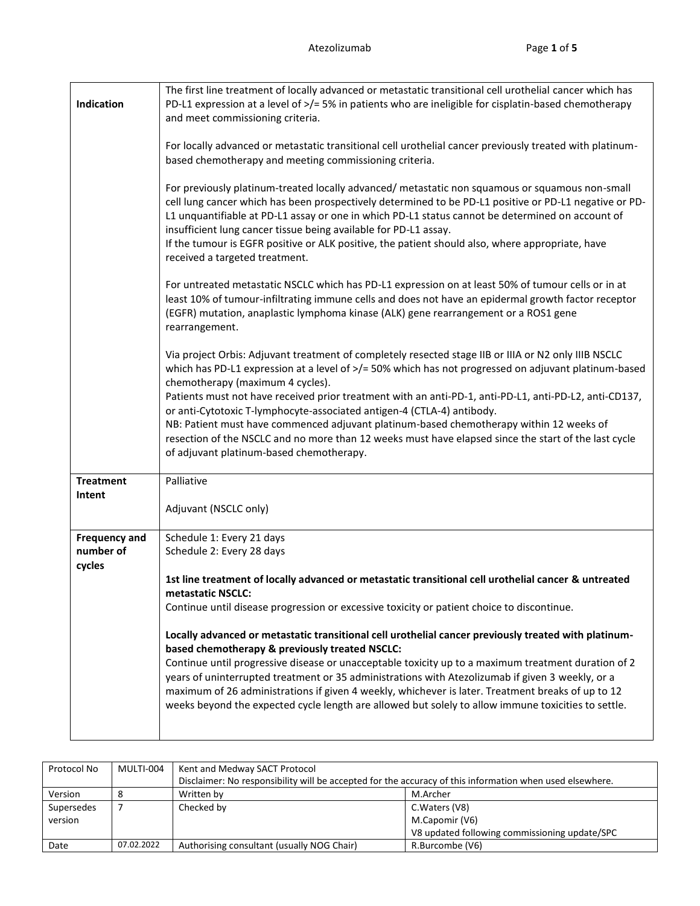| | |
|---|---|
| **Indication** | The first line treatment of locally advanced or metastatic transitional cell urothelial cancer which has PD-L1 expression at a level of >/= 5% in patients who are ineligible for cisplatin-based chemotherapy and meet commissioning criteria.<br><br>For locally advanced or metastatic transitional cell urothelial cancer previously treated with platinum-based chemotherapy and meeting commissioning criteria.<br><br>For previously platinum-treated locally advanced/ metastatic non squamous or squamous non-small cell lung cancer which has been prospectively determined to be PD-L1 positive or PD-L1 negative or PD-L1 unquantifiable at PD-L1 assay or one in which PD-L1 status cannot be determined on account of insufficient lung cancer tissue being available for PD-L1 assay.<br>If the tumour is EGFR positive or ALK positive, the patient should also, where appropriate, have received a targeted treatment.<br><br>For untreated metastatic NSCLC which has PD-L1 expression on at least 50% of tumour cells or in at least 10% of tumour-infiltrating immune cells and does not have an epidermal growth factor receptor (EGFR) mutation, anaplastic lymphoma kinase (ALK) gene rearrangement or a ROS1 gene rearrangement.<br><br>Via project Orbis: Adjuvant treatment of completely resected stage IIB or IIIA or N2 only IIIB NSCLC which has PD-L1 expression at a level of >/= 50% which has not progressed on adjuvant platinum-based chemotherapy (maximum 4 cycles).<br>Patients must not have received prior treatment with an anti-PD-1, anti-PD-L1, anti-PD-L2, anti-CD137, or anti-Cytotoxic T-lymphocyte-associated antigen-4 (CTLA-4) antibody.<br>NB: Patient must have commenced adjuvant platinum-based chemotherapy within 12 weeks of resection of the NSCLC and no more than 12 weeks must have elapsed since the start of the last cycle of adjuvant platinum-based chemotherapy. |
| **Treatment Intent** | Palliative<br><br>Adjuvant (NSCLC only) |
| **Frequency and number of cycles** | Schedule 1: Every 21 days<br>Schedule 2: Every 28 days<br><br>**1st line treatment of locally advanced or metastatic transitional cell urothelial cancer & untreated metastatic NSCLC:**<br>Continue until disease progression or excessive toxicity or patient choice to discontinue.<br><br>**Locally advanced or metastatic transitional cell urothelial cancer previously treated with platinum-based chemotherapy & previously treated NSCLC:**<br>Continue until progressive disease or unacceptable toxicity up to a maximum treatment duration of 2 years of uninterrupted treatment or 35 administrations with Atezolizumab if given 3 weekly, or a maximum of 26 administrations if given 4 weekly, whichever is later. Treatment breaks of up to 12 weeks beyond the expected cycle length are allowed but solely to allow immune toxicities to settle. |

| Protocol No | MULTI-004 | Kent and Medway SACT Protocol<br>Disclaimer: No responsibility will be accepted for the accuracy of this information when used elsewhere. | |
|---|---|---|---|
| Version | 8 | Written by | M.Archer |
| Supersedes version | 7 | Checked by | C.Waters (V8)<br>M.Capomir (V6)<br>V8 updated following commissioning update/SPC |
| Date | 07.02.2022 | Authorising consultant (usually NOG Chair) | R.Burcombe (V6) |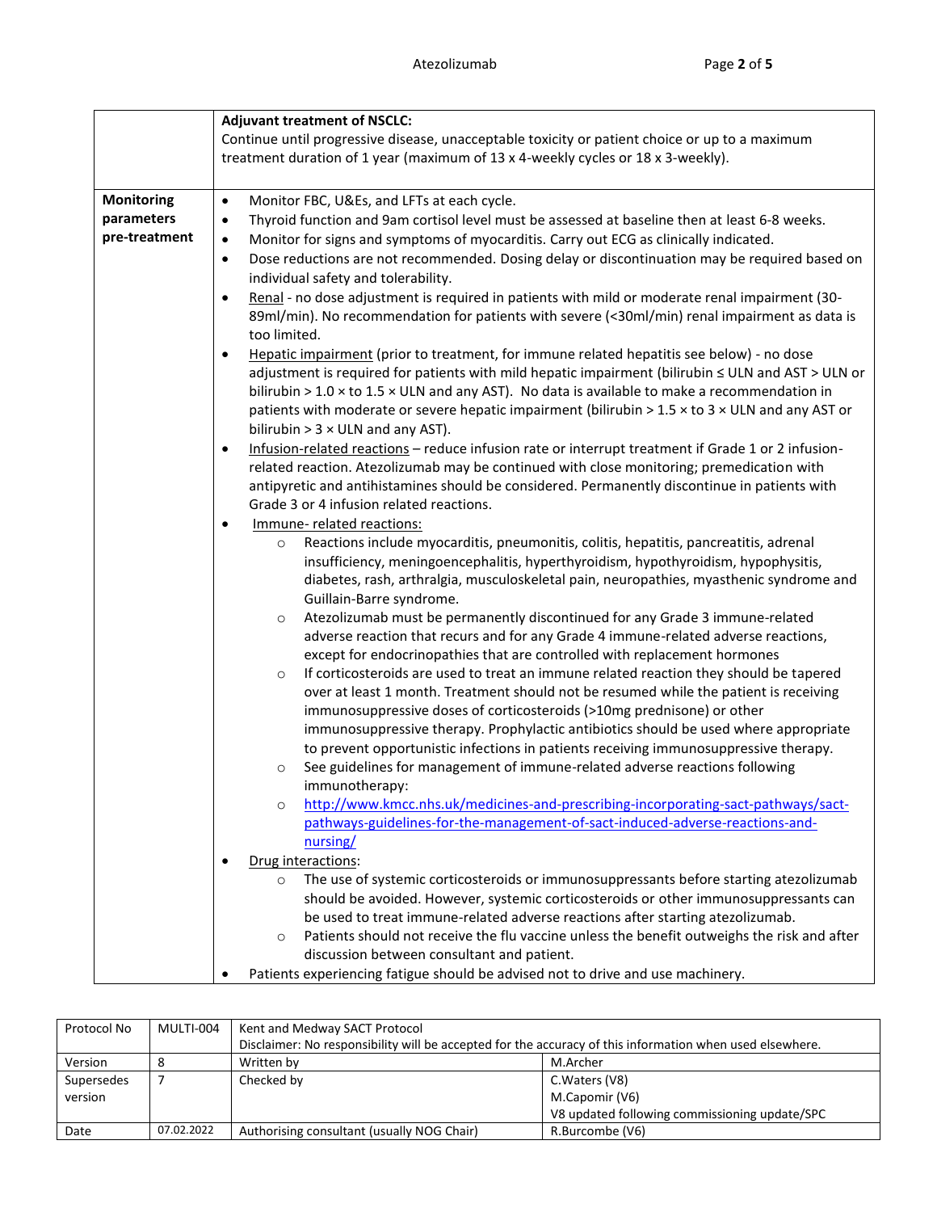| | |
|---|---|
| | **Adjuvant treatment of NSCLC:**<br>Continue until progressive disease, unacceptable toxicity or patient choice or up to a maximum treatment duration of 1 year (maximum of 13 x 4-weekly cycles or 18 x 3-weekly). |
| **Monitoring parameters pre-treatment** | • Monitor FBC, U&Es, and LFTs at each cycle.<br>• Thyroid function and 9am cortisol level must be assessed at baseline then at least 6-8 weeks.<br>• Monitor for signs and symptoms of myocarditis. Carry out ECG as clinically indicated.<br>• Dose reductions are not recommended. Dosing delay or discontinuation may be required based on individual safety and tolerability.<br>• Renal - no dose adjustment is required in patients with mild or moderate renal impairment (30-89ml/min). No recommendation for patients with severe (<30ml/min) renal impairment as data is too limited.<br>• Hepatic impairment (prior to treatment, for immune related hepatitis see below) - no dose adjustment is required for patients with mild hepatic impairment (bilirubin ≤ ULN and AST > ULN or bilirubin > 1.0 × to 1.5 × ULN and any AST). No data is available to make a recommendation in patients with moderate or severe hepatic impairment (bilirubin > 1.5 × to 3 × ULN and any AST or bilirubin > 3 × ULN and any AST).<br>• Infusion-related reactions – reduce infusion rate or interrupt treatment if Grade 1 or 2 infusion-related reaction. Atezolizumab may be continued with close monitoring; premedication with antipyretic and antihistamines should be considered. Permanently discontinue in patients with Grade 3 or 4 infusion related reactions.<br>• Immune- related reactions:<br>&nbsp;&nbsp;&nbsp;&nbsp;○ Reactions include myocarditis, pneumonitis, colitis, hepatitis, pancreatitis, adrenal insufficiency, meningoencephalitis, hyperthyroidism, hypothyroidism, hypophysitis, diabetes, rash, arthralgia, musculoskeletal pain, neuropathies, myasthenic syndrome and Guillain-Barre syndrome.<br>&nbsp;&nbsp;&nbsp;&nbsp;○ Atezolizumab must be permanently discontinued for any Grade 3 immune-related adverse reaction that recurs and for any Grade 4 immune-related adverse reactions, except for endocrinopathies that are controlled with replacement hormones<br>&nbsp;&nbsp;&nbsp;&nbsp;○ If corticosteroids are used to treat an immune related reaction they should be tapered over at least 1 month. Treatment should not be resumed while the patient is receiving immunosuppressive doses of corticosteroids (>10mg prednisone) or other immunosuppressive therapy. Prophylactic antibiotics should be used where appropriate to prevent opportunistic infections in patients receiving immunosuppressive therapy.<br>&nbsp;&nbsp;&nbsp;&nbsp;○ See guidelines for management of immune-related adverse reactions following immunotherapy:<br>&nbsp;&nbsp;&nbsp;&nbsp;○ http://www.kmcc.nhs.uk/medicines-and-prescribing-incorporating-sact-pathways/sact-pathways-guidelines-for-the-management-of-sact-induced-adverse-reactions-and-nursing/<br>• Drug interactions:<br>&nbsp;&nbsp;&nbsp;&nbsp;○ The use of systemic corticosteroids or immunosuppressants before starting atezolizumab should be avoided. However, systemic corticosteroids or other immunosuppressants can be used to treat immune-related adverse reactions after starting atezolizumab.<br>&nbsp;&nbsp;&nbsp;&nbsp;○ Patients should not receive the flu vaccine unless the benefit outweighs the risk and after discussion between consultant and patient.<br>• Patients experiencing fatigue should be advised not to drive and use machinery. |

| Protocol No | MULTI-004 | Kent and Medway SACT Protocol<br>Disclaimer: No responsibility will be accepted for the accuracy of this information when used elsewhere. | |
|---|---|---|---|
| Version | 8 | Written by | M.Archer |
| Supersedes version | 7 | Checked by | C.Waters (V8)<br>M.Capomir (V6)<br>V8 updated following commissioning update/SPC |
| Date | 07.02.2022 | Authorising consultant (usually NOG Chair) | R.Burcombe (V6) |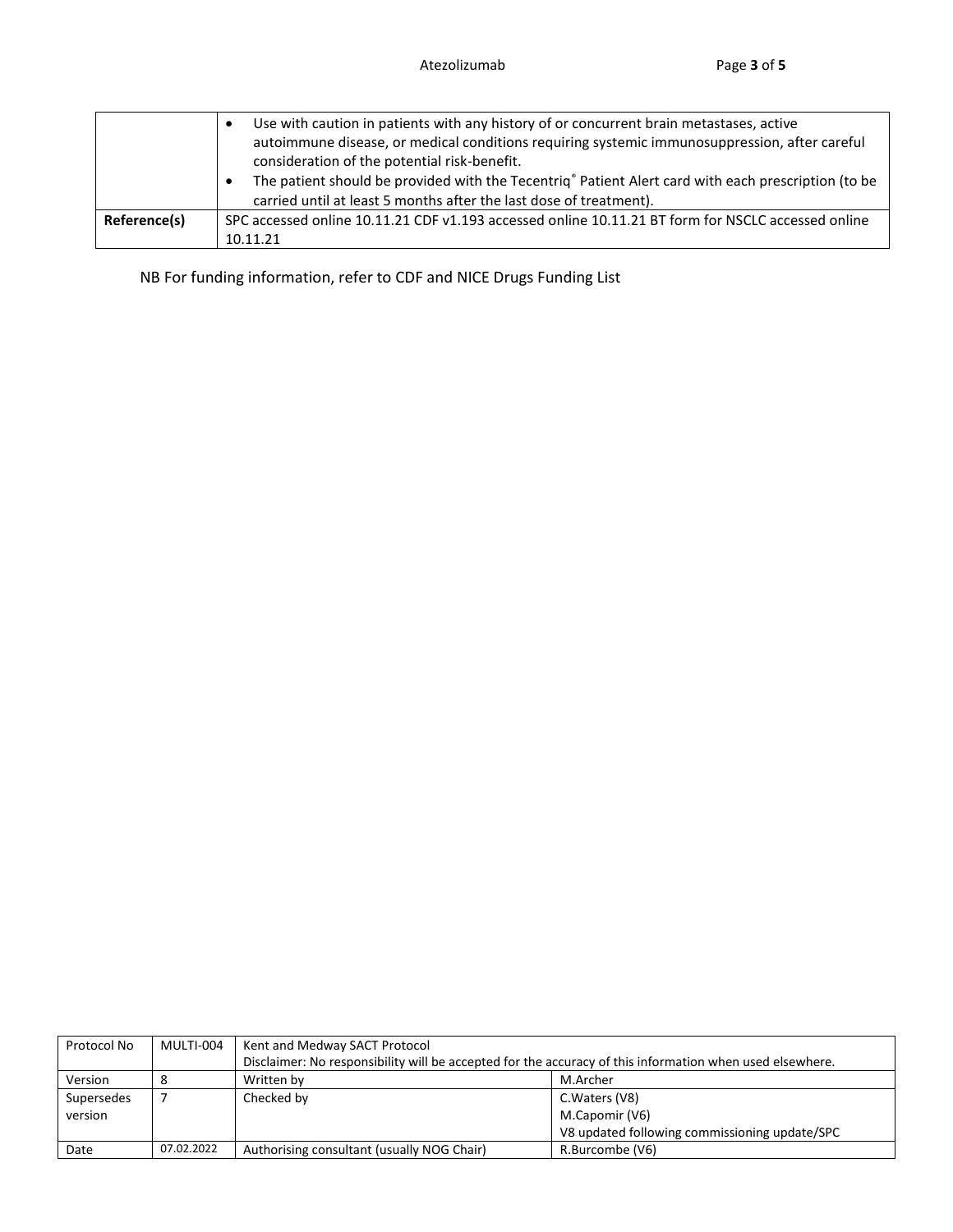| | |
|---|---|
| | • Use with caution in patients with any history of or concurrent brain metastases, active autoimmune disease, or medical conditions requiring systemic immunosuppression, after careful consideration of the potential risk-benefit.<br>• The patient should be provided with the Tecentriq® Patient Alert card with each prescription (to be carried until at least 5 months after the last dose of treatment). |
| **Reference(s)** | SPC accessed online 10.11.21 CDF v1.193 accessed online 10.11.21 BT form for NSCLC accessed online 10.11.21 |

NB For funding information, refer to CDF and NICE Drugs Funding List

| Protocol No | MULTI-004 | Kent and Medway SACT Protocol<br>Disclaimer: No responsibility will be accepted for the accuracy of this information when used elsewhere. | |
|---|---|---|---|
| Version | 8 | Written by | M.Archer |
| Supersedes version | 7 | Checked by | C.Waters (V8)<br>M.Capomir (V6)<br>V8 updated following commissioning update/SPC |
| Date | 07.02.2022 | Authorising consultant (usually NOG Chair) | R.Burcombe (V6) |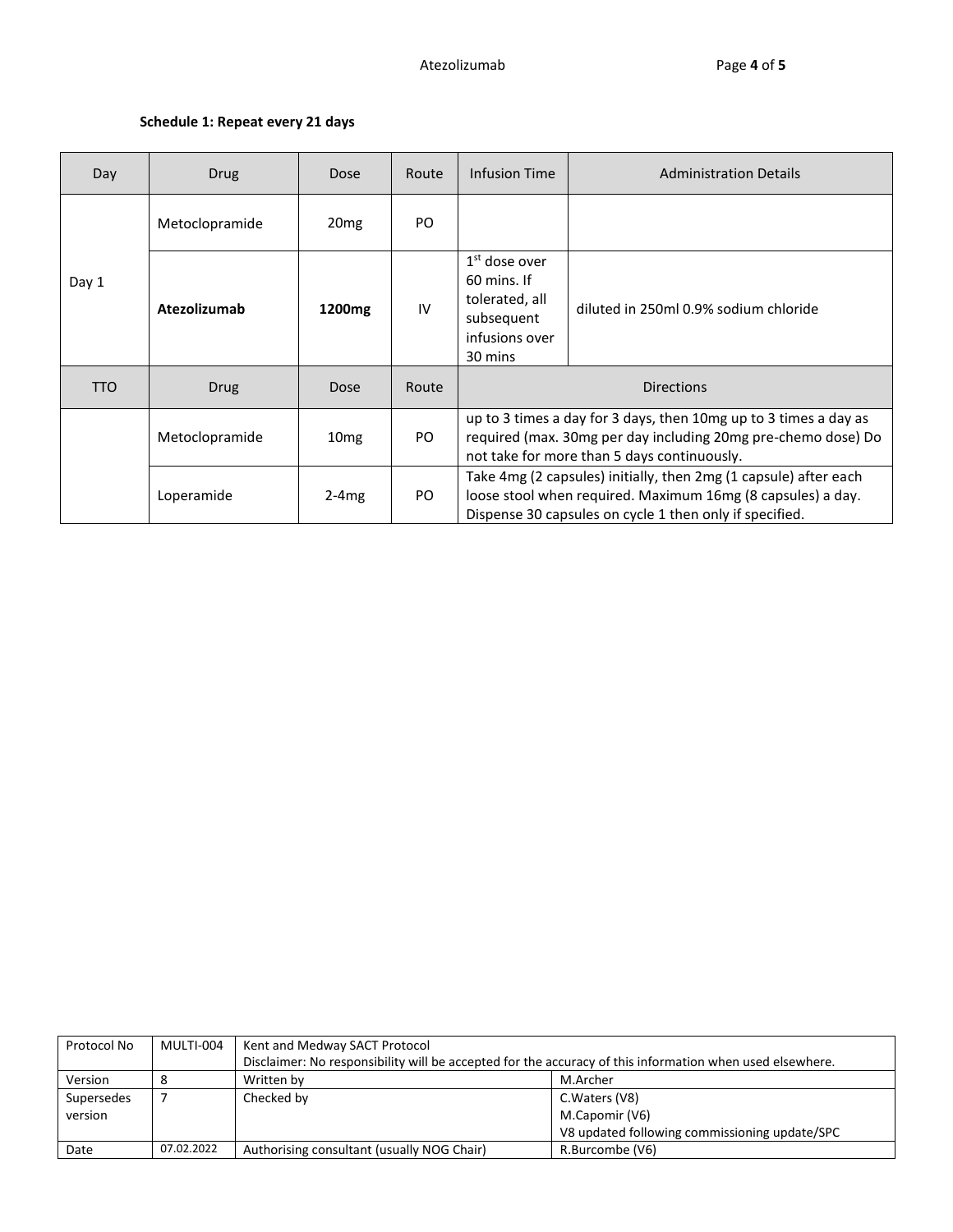**Schedule 1: Repeat every 21 days**

| Day | Drug | Dose | Route | Infusion Time | Administration Details |
|---|---|---|---|---|---|
| Day 1 | Metoclopramide | 20mg | PO | | |
| | **Atezolizumab** | **1200mg** | IV | 1st dose over 60 mins. If tolerated, all subsequent infusions over 30 mins | diluted in 250ml 0.9% sodium chloride |
| **TTO** | **Drug** | **Dose** | **Route** | **Directions** | |
| | Metoclopramide | 10mg | PO | up to 3 times a day for 3 days, then 10mg up to 3 times a day as required (max. 30mg per day including 20mg pre-chemo dose) Do not take for more than 5 days continuously. | |
| | Loperamide | 2-4mg | PO | Take 4mg (2 capsules) initially, then 2mg (1 capsule) after each loose stool when required. Maximum 16mg (8 capsules) a day. Dispense 30 capsules on cycle 1 then only if specified. | |

| Protocol No | MULTI-004 | Kent and Medway SACT Protocol<br>Disclaimer: No responsibility will be accepted for the accuracy of this information when used elsewhere. | |
|---|---|---|---|
| Version | 8 | Written by | M.Archer |
| Supersedes version | 7 | Checked by | C.Waters (V8)<br>M.Capomir (V6)<br>V8 updated following commissioning update/SPC |
| Date | 07.02.2022 | Authorising consultant (usually NOG Chair) | R.Burcombe (V6) |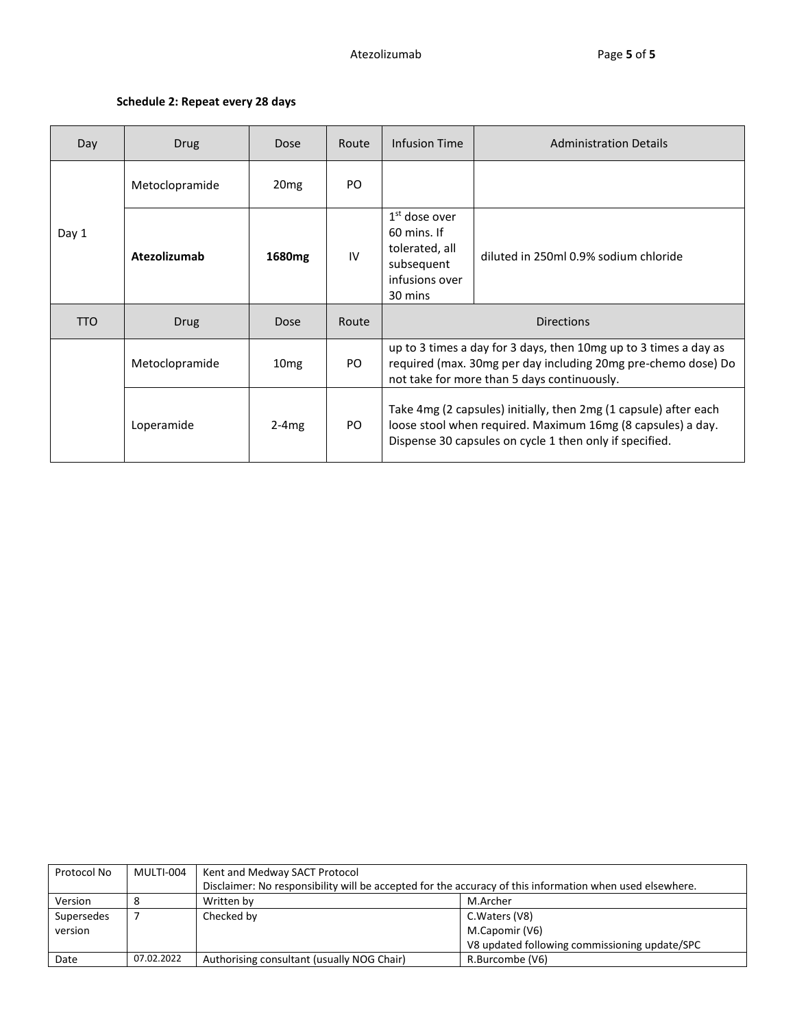**Schedule 2: Repeat every 28 days**

| Day | Drug | Dose | Route | Infusion Time | Administration Details |
|---|---|---|---|---|---|
| Day 1 | Metoclopramide | 20mg | PO | | |
| | **Atezolizumab** | **1680mg** | IV | 1st dose over 60 mins. If tolerated, all subsequent infusions over 30 mins | diluted in 250ml 0.9% sodium chloride |
| **TTO** | **Drug** | **Dose** | **Route** | **Directions** | |
| | Metoclopramide | 10mg | PO | up to 3 times a day for 3 days, then 10mg up to 3 times a day as required (max. 30mg per day including 20mg pre-chemo dose) Do not take for more than 5 days continuously. | |
| | Loperamide | 2-4mg | PO | Take 4mg (2 capsules) initially, then 2mg (1 capsule) after each loose stool when required. Maximum 16mg (8 capsules) a day. Dispense 30 capsules on cycle 1 then only if specified. | |